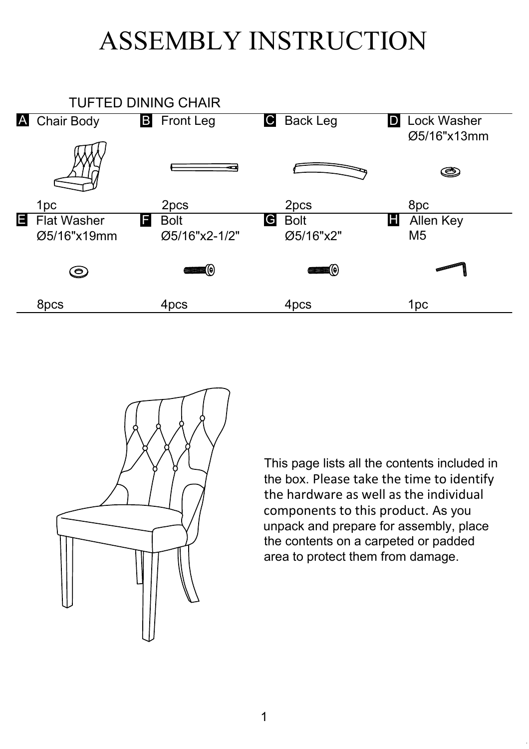# ASSEMBLY INSTRUCTION

## TUFTED DINING CHAIR

| | Part | Specification | Quantity |
|---|---|---|---|
| A | Chair Body | | 1pc |
| B | Front Leg | | 2pcs |
| C | Back Leg | | 2pcs |
| D | Lock Washer | Ø5/16"x13mm | 8pc |
| E | Flat Washer | Ø5/16"x19mm | 8pcs |
| F | Bolt | Ø5/16"x2-1/2" | 4pcs |
| G | Bolt | Ø5/16"x2" | 4pcs |
| H | Allen Key | M5 | 1pc |

This page lists all the contents included in the box. Please take the time to identify the hardware as well as the individual components to this product. As you unpack and prepare for assembly, place the contents on a carpeted or padded area to protect them from damage.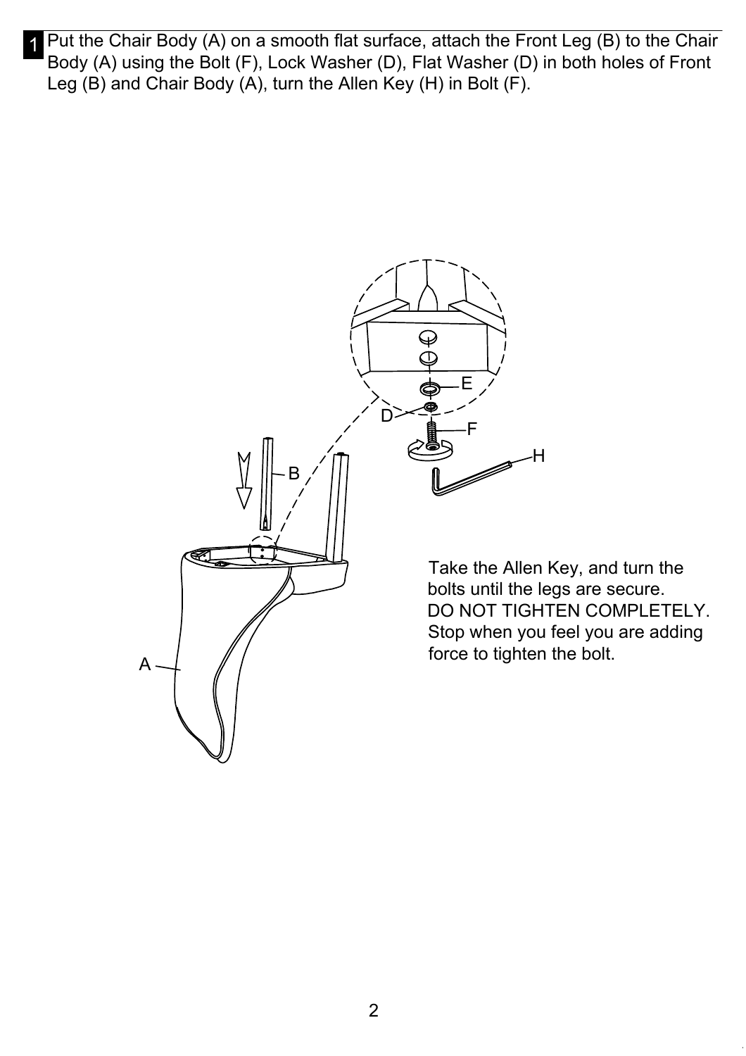**1** Put the Chair Body (A) on a smooth flat surface, attach the Front Leg (B) to the Chair Body (A) using the Bolt (F), Lock Washer (D), Flat Washer (D) in both holes of Front Leg (B) and Chair Body (A), turn the Allen Key (H) in Bolt (F).

E

D

F

H

B

A

Take the Allen Key, and turn the bolts until the legs are secure.
DO NOT TIGHTEN COMPLETELY.
Stop when you feel you are adding force to tighten the bolt.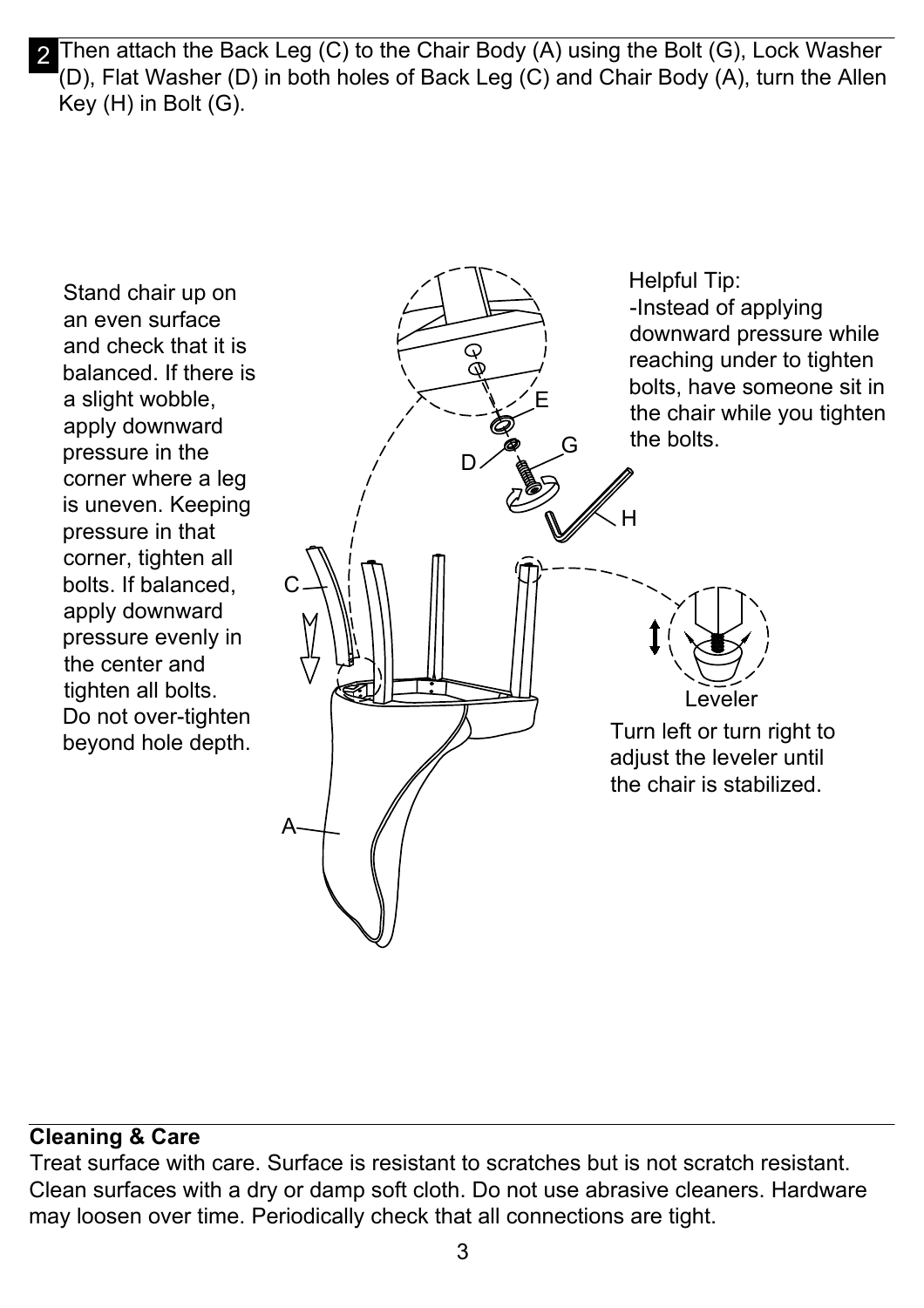**2** Then attach the Back Leg (C) to the Chair Body (A) using the Bolt (G), Lock Washer (D), Flat Washer (D) in both holes of Back Leg (C) and Chair Body (A), turn the Allen Key (H) in Bolt (G).

Stand chair up on an even surface and check that it is balanced. If there is a slight wobble, apply downward pressure in the corner where a leg is uneven. Keeping pressure in that corner, tighten all bolts. If balanced, apply downward pressure evenly in the center and tighten all bolts. Do not over-tighten beyond hole depth.

Helpful Tip:
-Instead of applying downward pressure while reaching under to tighten bolts, have someone sit in the chair while you tighten the bolts.

E

G

D

H

C

A

Leveler

Turn left or turn right to adjust the leveler until the chair is stabilized.

**Cleaning & Care**

Treat surface with care. Surface is resistant to scratches but is not scratch resistant. Clean surfaces with a dry or damp soft cloth. Do not use abrasive cleaners. Hardware may loosen over time. Periodically check that all connections are tight.